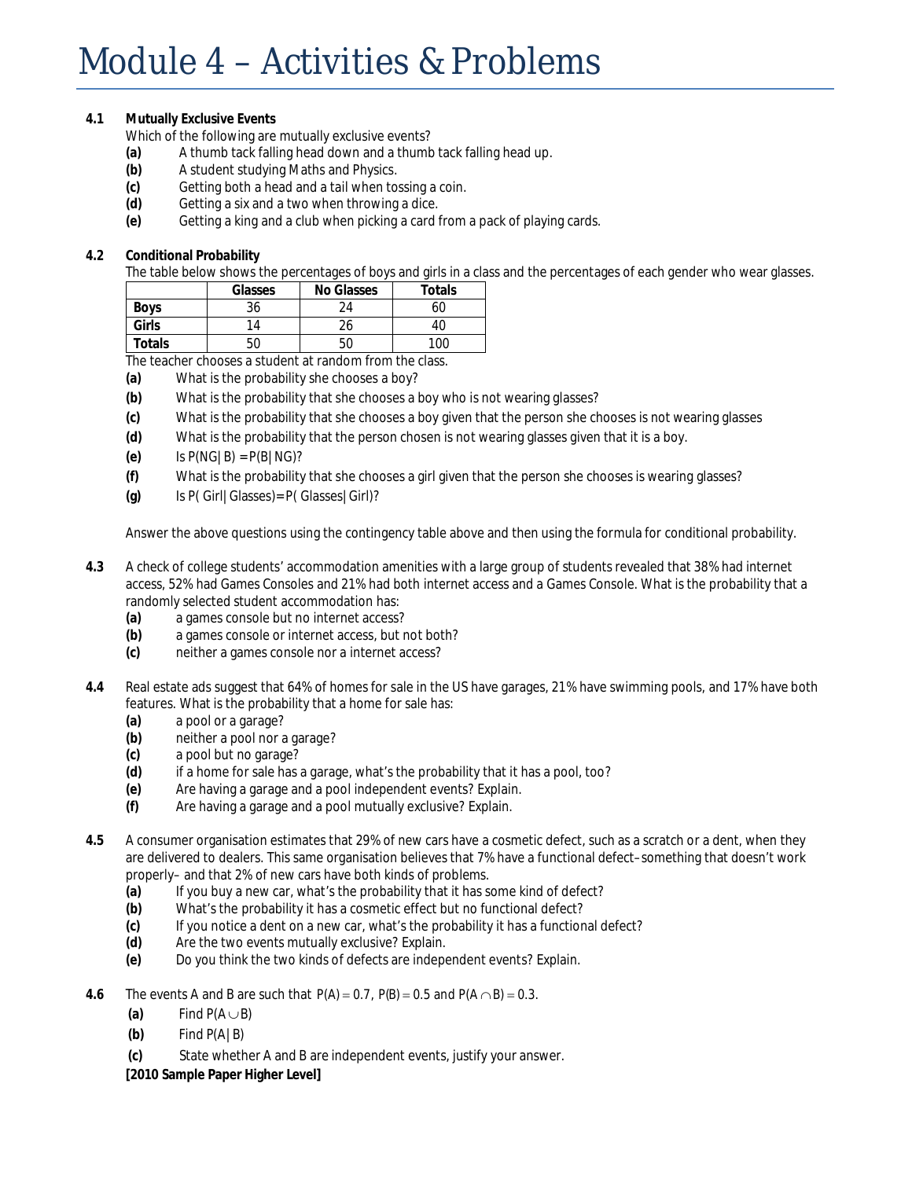# Module 4 – Activities & Problems

**4.1 Mutually Exclusive Events**

Which of the following are mutually exclusive events?

**(a)** A thumb tack falling head down and a thumb tack falling head up.
**(b)** A student studying Maths and Physics.
**(c)** Getting both a head and a tail when tossing a coin.
**(d)** Getting a six and a two when throwing a dice.
**(e)** Getting a king and a club when picking a card from a pack of playing cards.

**4.2 Conditional Probability**

The table below shows the percentages of boys and girls in a class and the percentages of each gender who wear glasses.

| | Glasses | No Glasses | Totals |
|---|---|---|---|
| **Boys** | 36 | 24 | 60 |
| **Girls** | 14 | 26 | 40 |
| **Totals** | 50 | 50 | 100 |

The teacher chooses a student at random from the class.

**(a)** What is the probability she chooses a boy?
**(b)** What is the probability that she chooses a boy who is not wearing glasses?
**(c)** What is the probability that she chooses a boy given that the person she chooses is not wearing glasses
**(d)** What is the probability that the person chosen is not wearing glasses given that it is a boy.
**(e)** Is $P(NG|B) = P(B|NG)$?
**(f)** What is the probability that she chooses a girl given that the person she chooses is wearing glasses?
**(g)** Is $P(\text{Girl}|\text{Glasses}) = P(\text{Glasses}|\text{Girl})$?

Answer the above questions using the contingency table above and then using the formula for conditional probability.

**4.3** A check of college students' accommodation amenities with a large group of students revealed that 38% had internet access, 52% had Games Consoles and 21% had both internet access and a Games Console. What is the probability that a randomly selected student accommodation has:

**(a)** a games console but no internet access?
**(b)** a games console or internet access, but not both?
**(c)** neither a games console nor a internet access?

**4.4** Real estate ads suggest that 64% of homes for sale in the US have garages, 21% have swimming pools, and 17% have both features. What is the probability that a home for sale has:

**(a)** a pool or a garage?
**(b)** neither a pool nor a garage?
**(c)** a pool but no garage?
**(d)** if a home for sale has a garage, what's the probability that it has a pool, too?
**(e)** Are having a garage and a pool independent events? Explain.
**(f)** Are having a garage and a pool mutually exclusive? Explain.

**4.5** A consumer organisation estimates that 29% of new cars have a cosmetic defect, such as a scratch or a dent, when they are delivered to dealers. This same organisation believes that 7% have a functional defect–something that doesn't work properly– and that 2% of new cars have both kinds of problems.

**(a)** If you buy a new car, what's the probability that it has some kind of defect?
**(b)** What's the probability it has a cosmetic defect but no functional defect?
**(c)** If you notice a dent on a new car, what's the probability it has a functional defect?
**(d)** Are the two events mutually exclusive? Explain.
**(e)** Do you think the two kinds of defects are independent events? Explain.

**4.6** The events A and B are such that $P(A) = 0.7$, $P(B) = 0.5$ and $P(A \cap B) = 0.3$.

**(a)** Find $P(A \cup B)$
**(b)** Find $P(A|B)$
**(c)** State whether A and B are independent events, justify your answer.

**[2010 Sample Paper Higher Level]**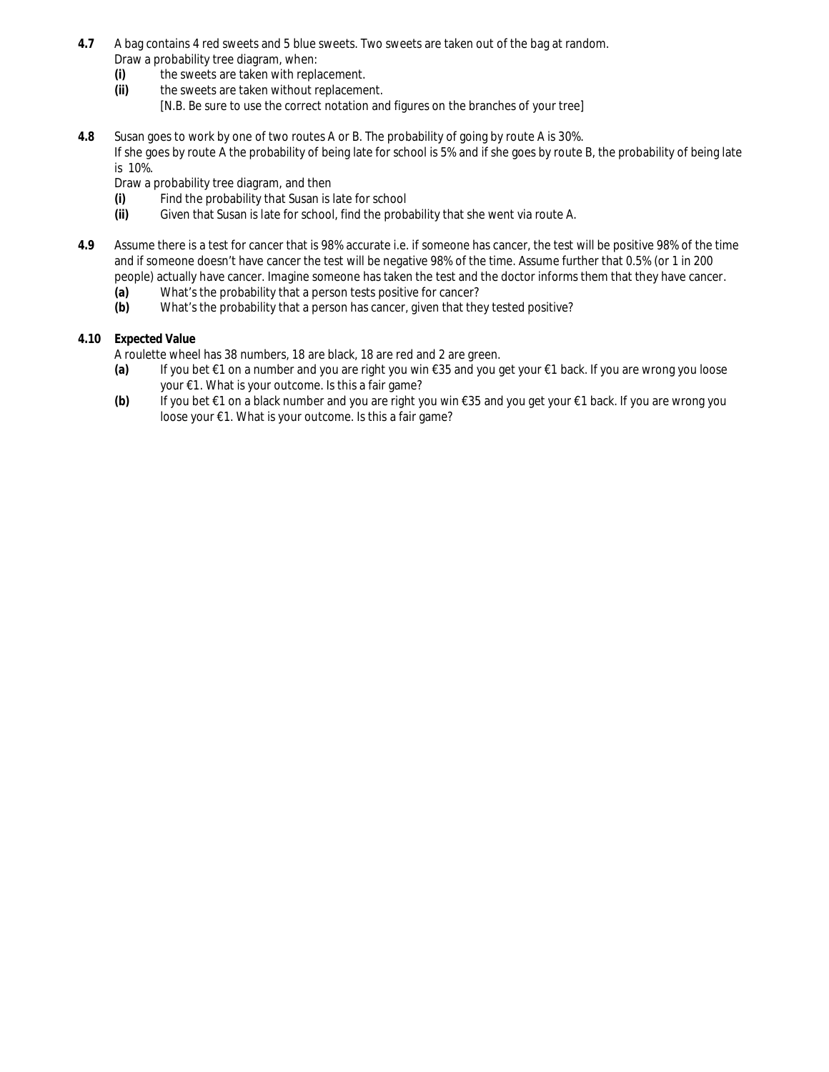**4.7** A bag contains 4 red sweets and 5 blue sweets. Two sweets are taken out of the bag at random.
Draw a probability tree diagram, when:

- **(i)** the sweets are taken with replacement.
- **(ii)** the sweets are taken without replacement.
  [N.B. Be sure to use the correct notation and figures on the branches of your tree]

**4.8** Susan goes to work by one of two routes A or B. The probability of going by route A is 30%.
If she goes by route A the probability of being late for school is 5% and if she goes by route B, the probability of being late is 10%.
Draw a probability tree diagram, and then

- **(i)** Find the probability that Susan is late for school
- **(ii)** Given that Susan is late for school, find the probability that she went via route A.

**4.9** Assume there is a test for cancer that is 98% accurate i.e. if someone has cancer, the test will be positive 98% of the time and if someone doesn't have cancer the test will be negative 98% of the time. Assume further that 0.5% (or 1 in 200 people) actually have cancer. Imagine someone has taken the test and the doctor informs them that they have cancer.

- **(a)** What's the probability that a person tests positive for cancer?
- **(b)** What's the probability that a person has cancer, given that they tested positive?

**4.10 Expected Value**
A roulette wheel has 38 numbers, 18 are black, 18 are red and 2 are green.

- **(a)** If you bet €1 on a number and you are right you win €35 and you get your €1 back. If you are wrong you loose your €1. What is your outcome. Is this a fair game?
- **(b)** If you bet €1 on a black number and you are right you win €35 and you get your €1 back. If you are wrong you loose your €1. What is your outcome. Is this a fair game?